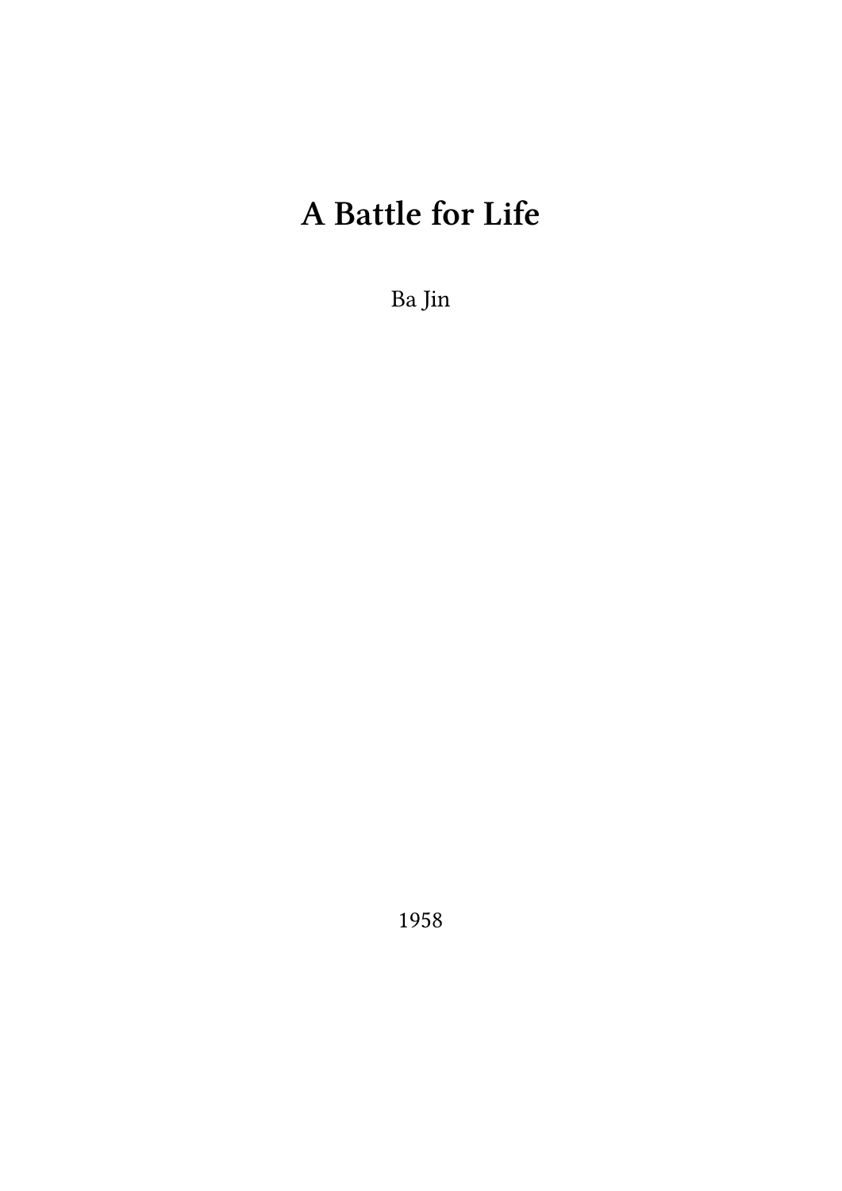# A Battle for Life

Ba Jin

1958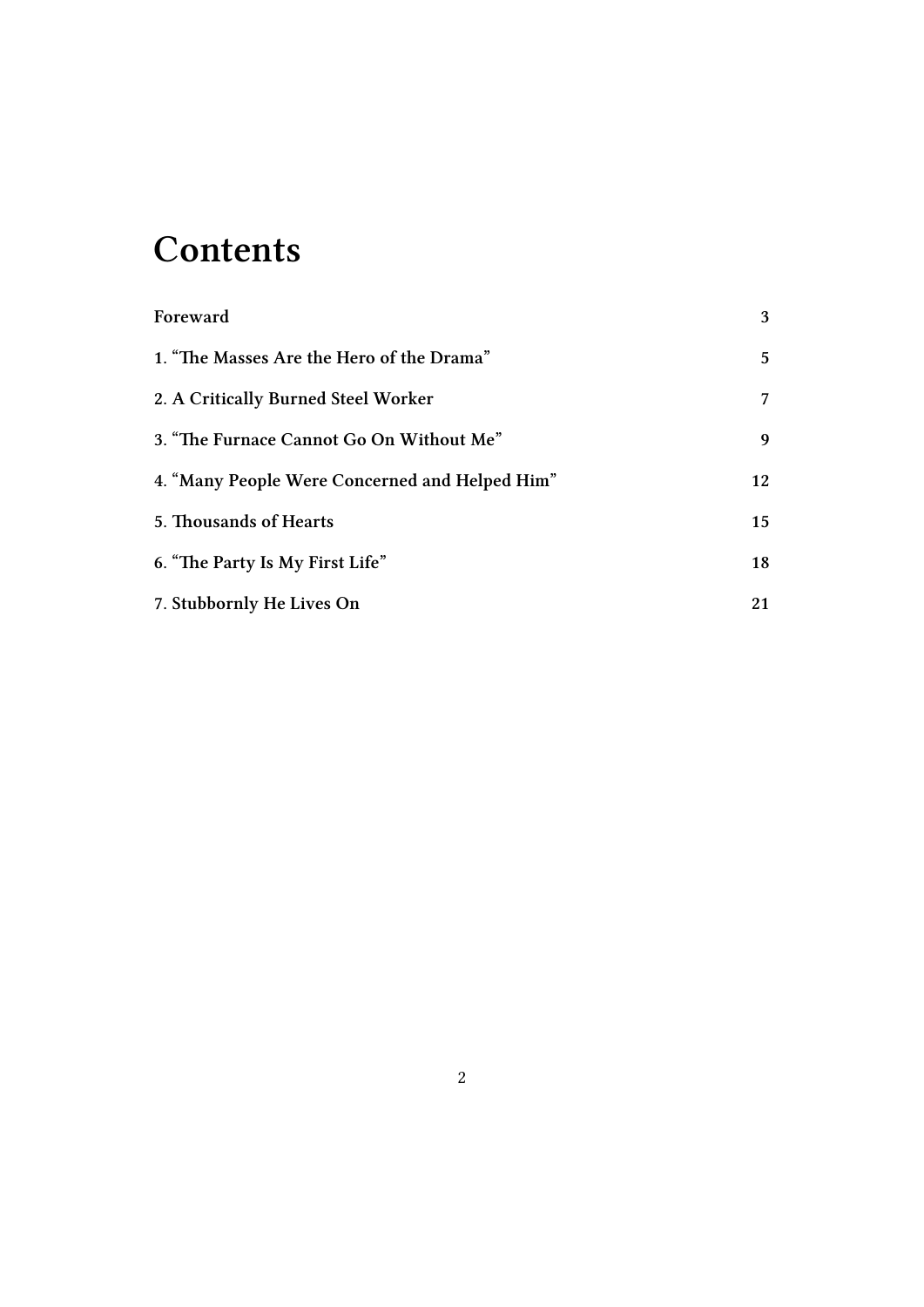# Contents

| | |
|---|---|
| **Foreward** | **3** |
| **1. "The Masses Are the Hero of the Drama"** | **5** |
| **2. A Critically Burned Steel Worker** | **7** |
| **3. "The Furnace Cannot Go On Without Me"** | **9** |
| **4. "Many People Were Concerned and Helped Him"** | **12** |
| **5. Thousands of Hearts** | **15** |
| **6. "The Party Is My First Life"** | **18** |
| **7. Stubbornly He Lives On** | **21** |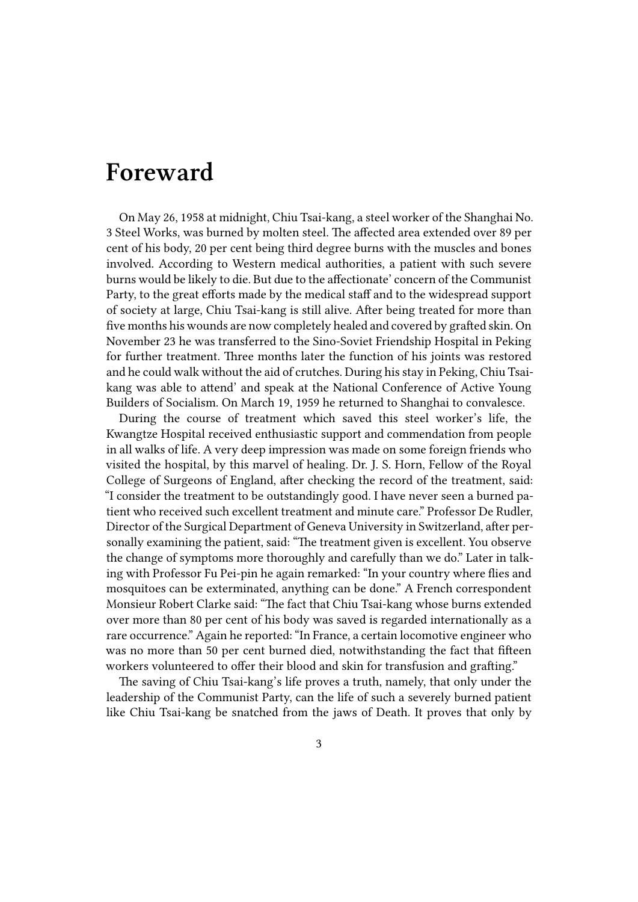# Foreward

On May 26, 1958 at midnight, Chiu Tsai-kang, a steel worker of the Shanghai No. 3 Steel Works, was burned by molten steel. The affected area extended over 89 per cent of his body, 20 per cent being third degree burns with the muscles and bones involved. According to Western medical authorities, a patient with such severe burns would be likely to die. But due to the affectionate' concern of the Communist Party, to the great efforts made by the medical staff and to the widespread support of society at large, Chiu Tsai-kang is still alive. After being treated for more than five months his wounds are now completely healed and covered by grafted skin. On November 23 he was transferred to the Sino-Soviet Friendship Hospital in Peking for further treatment. Three months later the function of his joints was restored and he could walk without the aid of crutches. During his stay in Peking, Chiu Tsai-kang was able to attend' and speak at the National Conference of Active Young Builders of Socialism. On March 19, 1959 he returned to Shanghai to convalesce.

During the course of treatment which saved this steel worker's life, the Kwangtze Hospital received enthusiastic support and commendation from people in all walks of life. A very deep impression was made on some foreign friends who visited the hospital, by this marvel of healing. Dr. J. S. Horn, Fellow of the Royal College of Surgeons of England, after checking the record of the treatment, said: "I consider the treatment to be outstandingly good. I have never seen a burned patient who received such excellent treatment and minute care." Professor De Rudler, Director of the Surgical Department of Geneva University in Switzerland, after personally examining the patient, said: "The treatment given is excellent. You observe the change of symptoms more thoroughly and carefully than we do." Later in talking with Professor Fu Pei-pin he again remarked: "In your country where flies and mosquitoes can be exterminated, anything can be done." A French correspondent Monsieur Robert Clarke said: "The fact that Chiu Tsai-kang whose burns extended over more than 80 per cent of his body was saved is regarded internationally as a rare occurrence." Again he reported: "In France, a certain locomotive engineer who was no more than 50 per cent burned died, notwithstanding the fact that fifteen workers volunteered to offer their blood and skin for transfusion and grafting."

The saving of Chiu Tsai-kang's life proves a truth, namely, that only under the leadership of the Communist Party, can the life of such a severely burned patient like Chiu Tsai-kang be snatched from the jaws of Death. It proves that only by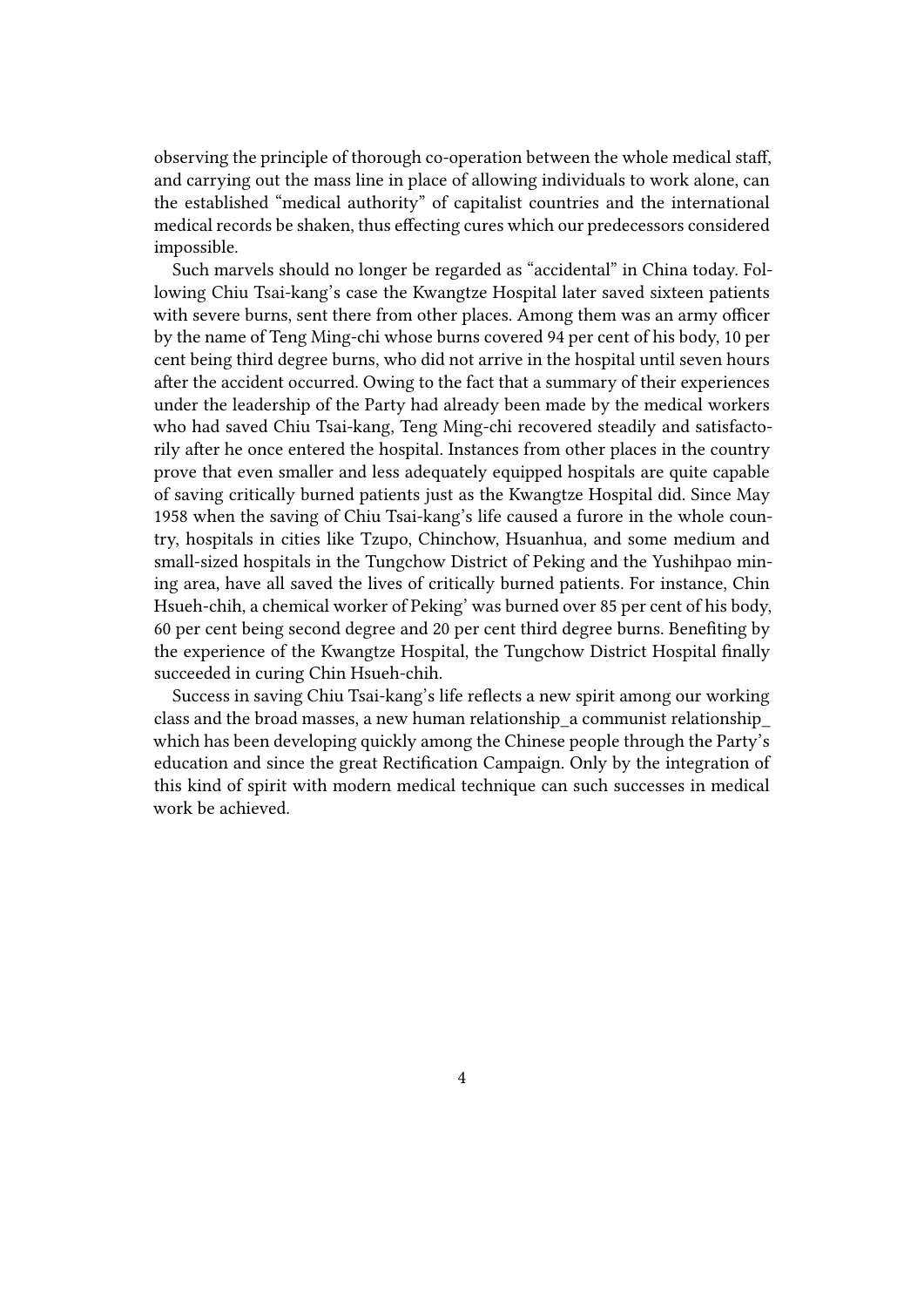observing the principle of thorough co-operation between the whole medical staff, and carrying out the mass line in place of allowing individuals to work alone, can the established "medical authority" of capitalist countries and the international medical records be shaken, thus effecting cures which our predecessors considered impossible.

Such marvels should no longer be regarded as "accidental" in China today. Following Chiu Tsai-kang's case the Kwangtze Hospital later saved sixteen patients with severe burns, sent there from other places. Among them was an army officer by the name of Teng Ming-chi whose burns covered 94 per cent of his body, 10 per cent being third degree burns, who did not arrive in the hospital until seven hours after the accident occurred. Owing to the fact that a summary of their experiences under the leadership of the Party had already been made by the medical workers who had saved Chiu Tsai-kang, Teng Ming-chi recovered steadily and satisfactorily after he once entered the hospital. Instances from other places in the country prove that even smaller and less adequately equipped hospitals are quite capable of saving critically burned patients just as the Kwangtze Hospital did. Since May 1958 when the saving of Chiu Tsai-kang's life caused a furore in the whole country, hospitals in cities like Tzupo, Chinchow, Hsuanhua, and some medium and small-sized hospitals in the Tungchow District of Peking and the Yushihpao mining area, have all saved the lives of critically burned patients. For instance, Chin Hsueh-chih, a chemical worker of Peking' was burned over 85 per cent of his body, 60 per cent being second degree and 20 per cent third degree burns. Benefiting by the experience of the Kwangtze Hospital, the Tungchow District Hospital finally succeeded in curing Chin Hsueh-chih.

Success in saving Chiu Tsai-kang's life reflects a new spirit among our working class and the broad masses, a new human relationship_a communist relationship_ which has been developing quickly among the Chinese people through the Party's education and since the great Rectification Campaign. Only by the integration of this kind of spirit with modern medical technique can such successes in medical work be achieved.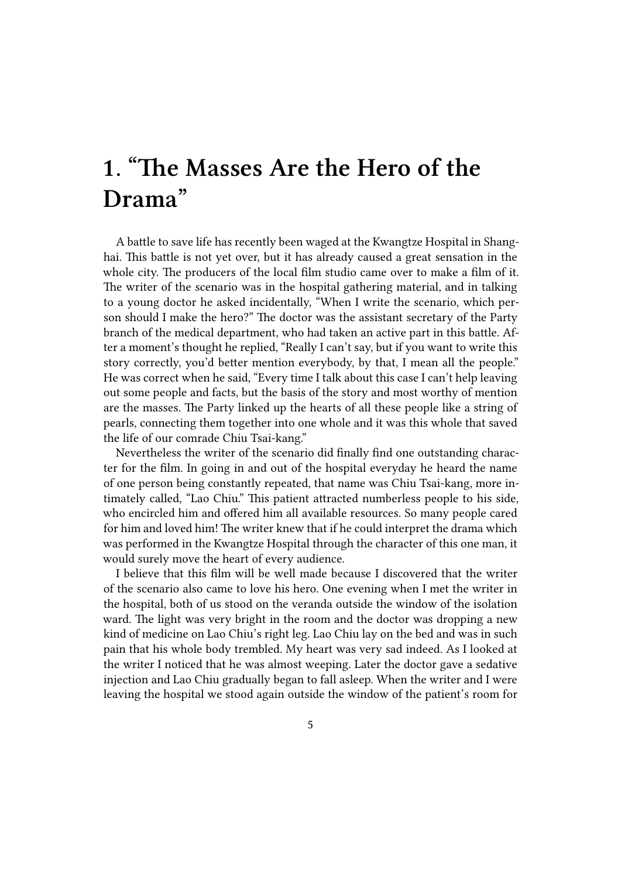# 1. "The Masses Are the Hero of the Drama"

A battle to save life has recently been waged at the Kwangtze Hospital in Shanghai. This battle is not yet over, but it has already caused a great sensation in the whole city. The producers of the local film studio came over to make a film of it. The writer of the scenario was in the hospital gathering material, and in talking to a young doctor he asked incidentally, "When I write the scenario, which person should I make the hero?" The doctor was the assistant secretary of the Party branch of the medical department, who had taken an active part in this battle. After a moment's thought he replied, "Really I can't say, but if you want to write this story correctly, you'd better mention everybody, by that, I mean all the people." He was correct when he said, "Every time I talk about this case I can't help leaving out some people and facts, but the basis of the story and most worthy of mention are the masses. The Party linked up the hearts of all these people like a string of pearls, connecting them together into one whole and it was this whole that saved the life of our comrade Chiu Tsai-kang."

Nevertheless the writer of the scenario did finally find one outstanding character for the film. In going in and out of the hospital everyday he heard the name of one person being constantly repeated, that name was Chiu Tsai-kang, more intimately called, "Lao Chiu." This patient attracted numberless people to his side, who encircled him and offered him all available resources. So many people cared for him and loved him! The writer knew that if he could interpret the drama which was performed in the Kwangtze Hospital through the character of this one man, it would surely move the heart of every audience.

I believe that this film will be well made because I discovered that the writer of the scenario also came to love his hero. One evening when I met the writer in the hospital, both of us stood on the veranda outside the window of the isolation ward. The light was very bright in the room and the doctor was dropping a new kind of medicine on Lao Chiu's right leg. Lao Chiu lay on the bed and was in such pain that his whole body trembled. My heart was very sad indeed. As I looked at the writer I noticed that he was almost weeping. Later the doctor gave a sedative injection and Lao Chiu gradually began to fall asleep. When the writer and I were leaving the hospital we stood again outside the window of the patient's room for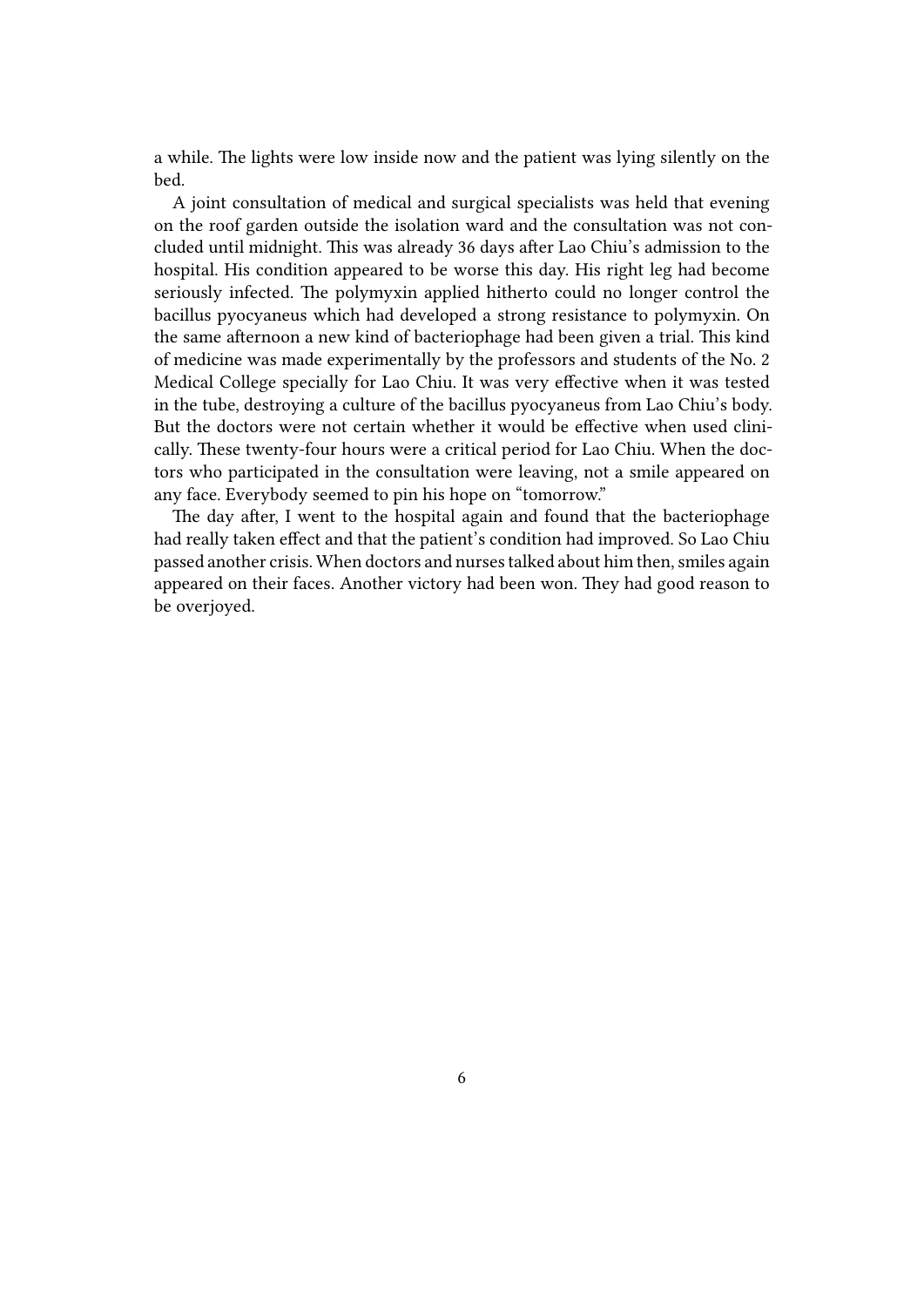a while. The lights were low inside now and the patient was lying silently on the bed.

A joint consultation of medical and surgical specialists was held that evening on the roof garden outside the isolation ward and the consultation was not concluded until midnight. This was already 36 days after Lao Chiu's admission to the hospital. His condition appeared to be worse this day. His right leg had become seriously infected. The polymyxin applied hitherto could no longer control the bacillus pyocyaneus which had developed a strong resistance to polymyxin. On the same afternoon a new kind of bacteriophage had been given a trial. This kind of medicine was made experimentally by the professors and students of the No. 2 Medical College specially for Lao Chiu. It was very effective when it was tested in the tube, destroying a culture of the bacillus pyocyaneus from Lao Chiu's body. But the doctors were not certain whether it would be effective when used clinically. These twenty-four hours were a critical period for Lao Chiu. When the doctors who participated in the consultation were leaving, not a smile appeared on any face. Everybody seemed to pin his hope on "tomorrow."

The day after, I went to the hospital again and found that the bacteriophage had really taken effect and that the patient's condition had improved. So Lao Chiu passed another crisis. When doctors and nurses talked about him then, smiles again appeared on their faces. Another victory had been won. They had good reason to be overjoyed.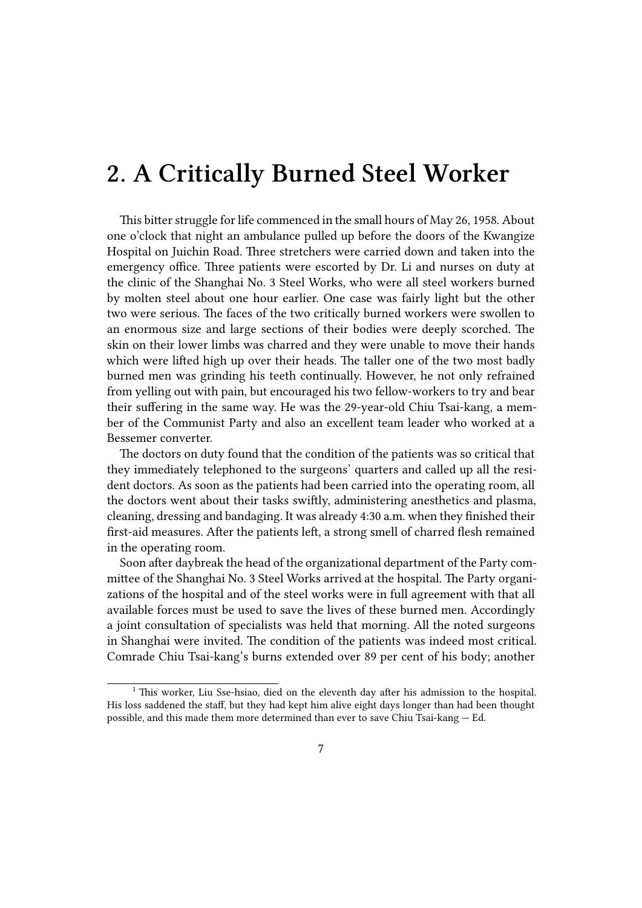# 2. A Critically Burned Steel Worker

This bitter struggle for life commenced in the small hours of May 26, 1958. About one o'clock that night an ambulance pulled up before the doors of the Kwangize Hospital on Juichin Road. Three stretchers were carried down and taken into the emergency office. Three patients were escorted by Dr. Li and nurses on duty at the clinic of the Shanghai No. 3 Steel Works, who were all steel workers burned by molten steel about one hour earlier. One case was fairly light but the other two were serious. The faces of the two critically burned workers were swollen to an enormous size and large sections of their bodies were deeply scorched. The skin on their lower limbs was charred and they were unable to move their hands which were lifted high up over their heads. The taller one of the two most badly burned men was grinding his teeth continually. However, he not only refrained from yelling out with pain, but encouraged his two fellow-workers to try and bear their suffering in the same way. He was the 29-year-old Chiu Tsai-kang, a member of the Communist Party and also an excellent team leader who worked at a Bessemer converter.

The doctors on duty found that the condition of the patients was so critical that they immediately telephoned to the surgeons' quarters and called up all the resident doctors. As soon as the patients had been carried into the operating room, all the doctors went about their tasks swiftly, administering anesthetics and plasma, cleaning, dressing and bandaging. It was already 4:30 a.m. when they finished their first-aid measures. After the patients left, a strong smell of charred flesh remained in the operating room.

Soon after daybreak the head of the organizational department of the Party committee of the Shanghai No. 3 Steel Works arrived at the hospital. The Party organizations of the hospital and of the steel works were in full agreement with that all available forces must be used to save the lives of these burned men. Accordingly a joint consultation of specialists was held that morning. All the noted surgeons in Shanghai were invited. The condition of the patients was indeed most critical. Comrade Chiu Tsai-kang's burns extended over 89 per cent of his body; another

---

[1] This worker, Liu Sse-hsiao, died on the eleventh day after his admission to the hospital. His loss saddened the staff, but they had kept him alive eight days longer than had been thought possible, and this made them more determined than ever to save Chiu Tsai-kang — Ed.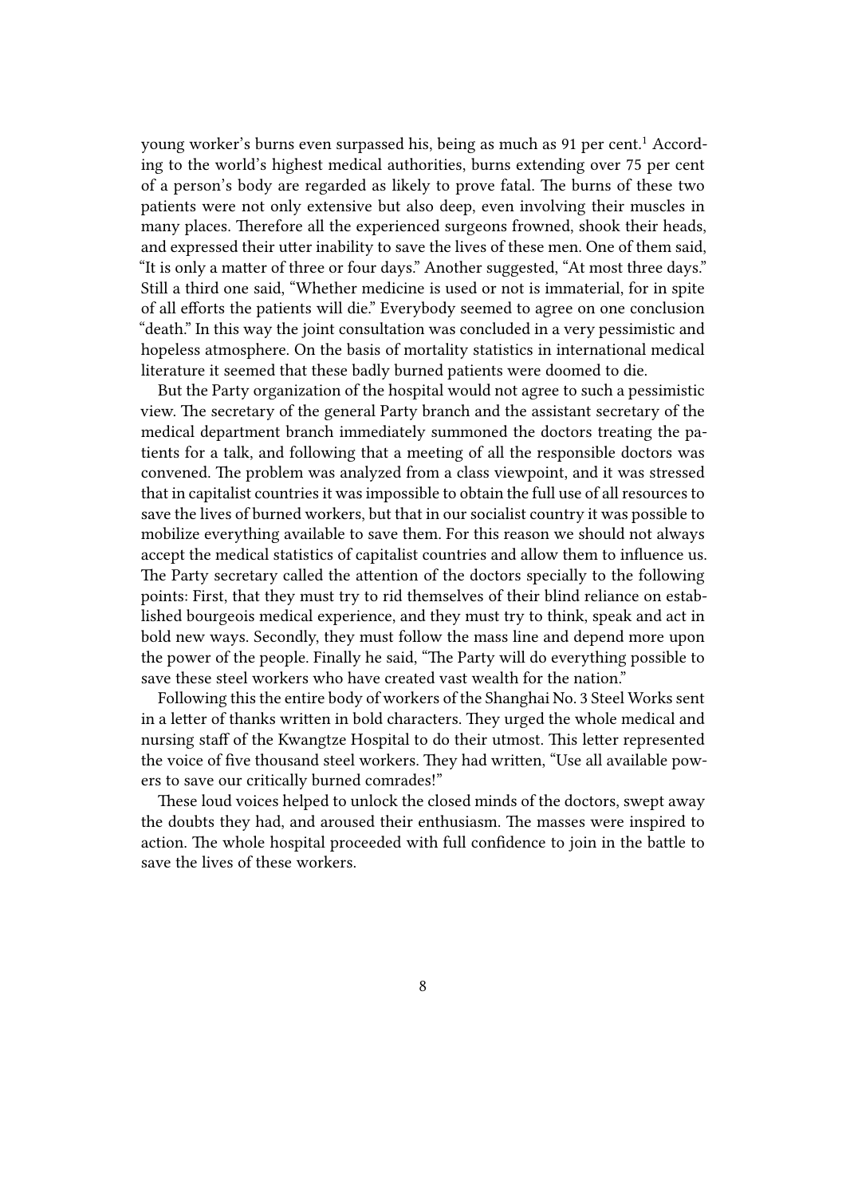young worker's burns even surpassed his, being as much as 91 per cent.[1] According to the world's highest medical authorities, burns extending over 75 per cent of a person's body are regarded as likely to prove fatal. The burns of these two patients were not only extensive but also deep, even involving their muscles in many places. Therefore all the experienced surgeons frowned, shook their heads, and expressed their utter inability to save the lives of these men. One of them said, "It is only a matter of three or four days." Another suggested, "At most three days." Still a third one said, "Whether medicine is used or not is immaterial, for in spite of all efforts the patients will die." Everybody seemed to agree on one conclusion "death." In this way the joint consultation was concluded in a very pessimistic and hopeless atmosphere. On the basis of mortality statistics in international medical literature it seemed that these badly burned patients were doomed to die.

But the Party organization of the hospital would not agree to such a pessimistic view. The secretary of the general Party branch and the assistant secretary of the medical department branch immediately summoned the doctors treating the patients for a talk, and following that a meeting of all the responsible doctors was convened. The problem was analyzed from a class viewpoint, and it was stressed that in capitalist countries it was impossible to obtain the full use of all resources to save the lives of burned workers, but that in our socialist country it was possible to mobilize everything available to save them. For this reason we should not always accept the medical statistics of capitalist countries and allow them to influence us. The Party secretary called the attention of the doctors specially to the following points: First, that they must try to rid themselves of their blind reliance on established bourgeois medical experience, and they must try to think, speak and act in bold new ways. Secondly, they must follow the mass line and depend more upon the power of the people. Finally he said, "The Party will do everything possible to save these steel workers who have created vast wealth for the nation."

Following this the entire body of workers of the Shanghai No. 3 Steel Works sent in a letter of thanks written in bold characters. They urged the whole medical and nursing staff of the Kwangtze Hospital to do their utmost. This letter represented the voice of five thousand steel workers. They had written, "Use all available powers to save our critically burned comrades!"

These loud voices helped to unlock the closed minds of the doctors, swept away the doubts they had, and aroused their enthusiasm. The masses were inspired to action. The whole hospital proceeded with full confidence to join in the battle to save the lives of these workers.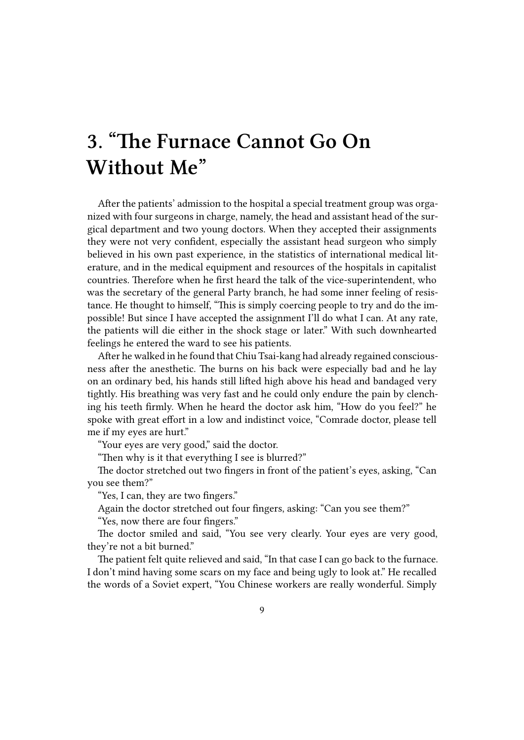# 3. "The Furnace Cannot Go On Without Me"

After the patients' admission to the hospital a special treatment group was organized with four surgeons in charge, namely, the head and assistant head of the surgical department and two young doctors. When they accepted their assignments they were not very confident, especially the assistant head surgeon who simply believed in his own past experience, in the statistics of international medical literature, and in the medical equipment and resources of the hospitals in capitalist countries. Therefore when he first heard the talk of the vice-superintendent, who was the secretary of the general Party branch, he had some inner feeling of resistance. He thought to himself, "This is simply coercing people to try and do the impossible! But since I have accepted the assignment I'll do what I can. At any rate, the patients will die either in the shock stage or later." With such downhearted feelings he entered the ward to see his patients.

After he walked in he found that Chiu Tsai-kang had already regained consciousness after the anesthetic. The burns on his back were especially bad and he lay on an ordinary bed, his hands still lifted high above his head and bandaged very tightly. His breathing was very fast and he could only endure the pain by clenching his teeth firmly. When he heard the doctor ask him, "How do you feel?" he spoke with great effort in a low and indistinct voice, "Comrade doctor, please tell me if my eyes are hurt."

"Your eyes are very good," said the doctor.

"Then why is it that everything I see is blurred?"

The doctor stretched out two fingers in front of the patient's eyes, asking, "Can you see them?"

"Yes, I can, they are two fingers."

Again the doctor stretched out four fingers, asking: "Can you see them?"

"Yes, now there are four fingers."

The doctor smiled and said, "You see very clearly. Your eyes are very good, they're not a bit burned."

The patient felt quite relieved and said, "In that case I can go back to the furnace. I don't mind having some scars on my face and being ugly to look at." He recalled the words of a Soviet expert, "You Chinese workers are really wonderful. Simply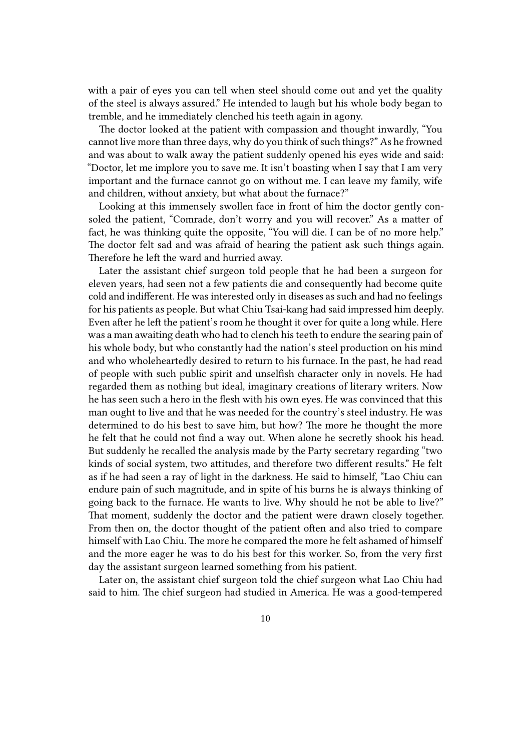with a pair of eyes you can tell when steel should come out and yet the quality of the steel is always assured." He intended to laugh but his whole body began to tremble, and he immediately clenched his teeth again in agony.

The doctor looked at the patient with compassion and thought inwardly, "You cannot live more than three days, why do you think of such things?" As he frowned and was about to walk away the patient suddenly opened his eyes wide and said: "Doctor, let me implore you to save me. It isn't boasting when I say that I am very important and the furnace cannot go on without me. I can leave my family, wife and children, without anxiety, but what about the furnace?"

Looking at this immensely swollen face in front of him the doctor gently consoled the patient, "Comrade, don't worry and you will recover." As a matter of fact, he was thinking quite the opposite, "You will die. I can be of no more help." The doctor felt sad and was afraid of hearing the patient ask such things again. Therefore he left the ward and hurried away.

Later the assistant chief surgeon told people that he had been a surgeon for eleven years, had seen not a few patients die and consequently had become quite cold and indifferent. He was interested only in diseases as such and had no feelings for his patients as people. But what Chiu Tsai-kang had said impressed him deeply. Even after he left the patient's room he thought it over for quite a long while. Here was a man awaiting death who had to clench his teeth to endure the searing pain of his whole body, but who constantly had the nation's steel production on his mind and who wholeheartedly desired to return to his furnace. In the past, he had read of people with such public spirit and unselfish character only in novels. He had regarded them as nothing but ideal, imaginary creations of literary writers. Now he has seen such a hero in the flesh with his own eyes. He was convinced that this man ought to live and that he was needed for the country's steel industry. He was determined to do his best to save him, but how? The more he thought the more he felt that he could not find a way out. When alone he secretly shook his head. But suddenly he recalled the analysis made by the Party secretary regarding "two kinds of social system, two attitudes, and therefore two different results." He felt as if he had seen a ray of light in the darkness. He said to himself, "Lao Chiu can endure pain of such magnitude, and in spite of his burns he is always thinking of going back to the furnace. He wants to live. Why should he not be able to live?" That moment, suddenly the doctor and the patient were drawn closely together. From then on, the doctor thought of the patient often and also tried to compare himself with Lao Chiu. The more he compared the more he felt ashamed of himself and the more eager he was to do his best for this worker. So, from the very first day the assistant surgeon learned something from his patient.

Later on, the assistant chief surgeon told the chief surgeon what Lao Chiu had said to him. The chief surgeon had studied in America. He was a good-tempered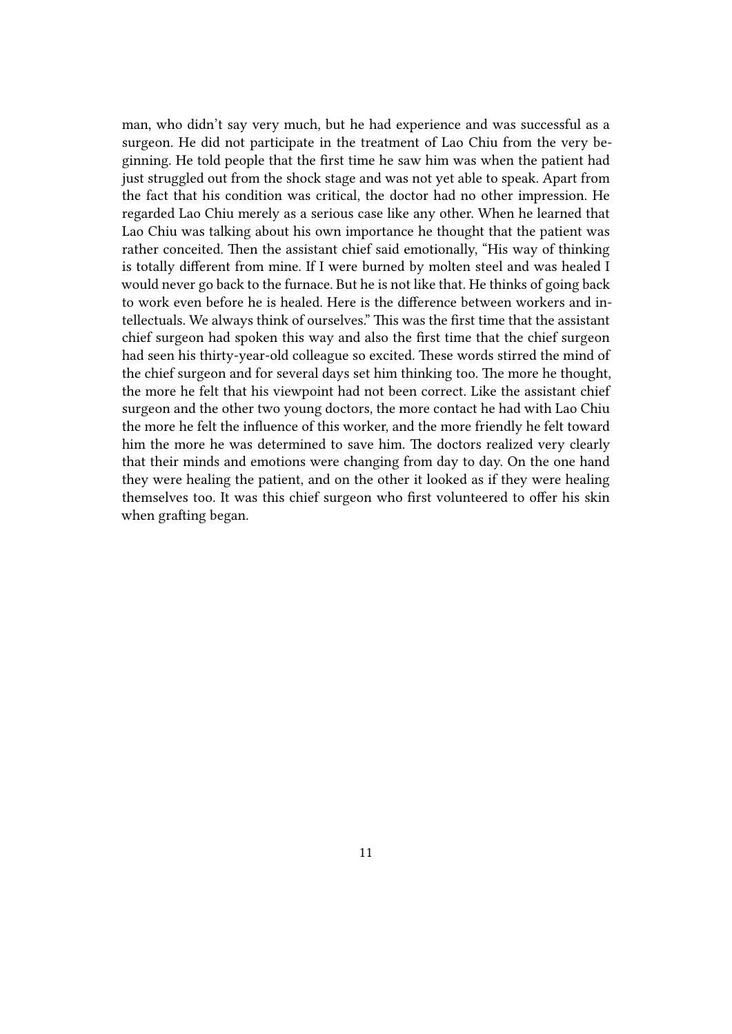man, who didn't say very much, but he had experience and was successful as a surgeon. He did not participate in the treatment of Lao Chiu from the very beginning. He told people that the first time he saw him was when the patient had just struggled out from the shock stage and was not yet able to speak. Apart from the fact that his condition was critical, the doctor had no other impression. He regarded Lao Chiu merely as a serious case like any other. When he learned that Lao Chiu was talking about his own importance he thought that the patient was rather conceited. Then the assistant chief said emotionally, "His way of thinking is totally different from mine. If I were burned by molten steel and was healed I would never go back to the furnace. But he is not like that. He thinks of going back to work even before he is healed. Here is the difference between workers and intellectuals. We always think of ourselves." This was the first time that the assistant chief surgeon had spoken this way and also the first time that the chief surgeon had seen his thirty-year-old colleague so excited. These words stirred the mind of the chief surgeon and for several days set him thinking too. The more he thought, the more he felt that his viewpoint had not been correct. Like the assistant chief surgeon and the other two young doctors, the more contact he had with Lao Chiu the more he felt the influence of this worker, and the more friendly he felt toward him the more he was determined to save him. The doctors realized very clearly that their minds and emotions were changing from day to day. On the one hand they were healing the patient, and on the other it looked as if they were healing themselves too. It was this chief surgeon who first volunteered to offer his skin when grafting began.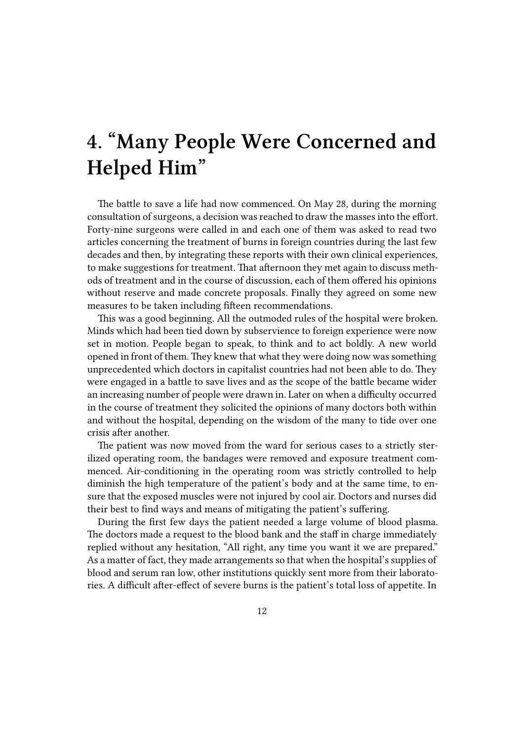# 4. "Many People Were Concerned and Helped Him"

The battle to save a life had now commenced. On May 28, during the morning consultation of surgeons, a decision was reached to draw the masses into the effort. Forty-nine surgeons were called in and each one of them was asked to read two articles concerning the treatment of burns in foreign countries during the last few decades and then, by integrating these reports with their own clinical experiences, to make suggestions for treatment. That afternoon they met again to discuss methods of treatment and in the course of discussion, each of them offered his opinions without reserve and made concrete proposals. Finally they agreed on some new measures to be taken including fifteen recommendations.

This was a good beginning. All the outmoded rules of the hospital were broken. Minds which had been tied down by subservience to foreign experience were now set in motion. People began to speak, to think and to act boldly. A new world opened in front of them. They knew that what they were doing now was something unprecedented which doctors in capitalist countries had not been able to do. They were engaged in a battle to save lives and as the scope of the battle became wider an increasing number of people were drawn in. Later on when a difficulty occurred in the course of treatment they solicited the opinions of many doctors both within and without the hospital, depending on the wisdom of the many to tide over one crisis after another.

The patient was now moved from the ward for serious cases to a strictly sterilized operating room, the bandages were removed and exposure treatment commenced. Air-conditioning in the operating room was strictly controlled to help diminish the high temperature of the patient's body and at the same time, to ensure that the exposed muscles were not injured by cool air. Doctors and nurses did their best to find ways and means of mitigating the patient's suffering.

During the first few days the patient needed a large volume of blood plasma. The doctors made a request to the blood bank and the staff in charge immediately replied without any hesitation, "All right, any time you want it we are prepared." As a matter of fact, they made arrangements so that when the hospital's supplies of blood and serum ran low, other institutions quickly sent more from their laboratories. A difficult after-effect of severe burns is the patient's total loss of appetite. In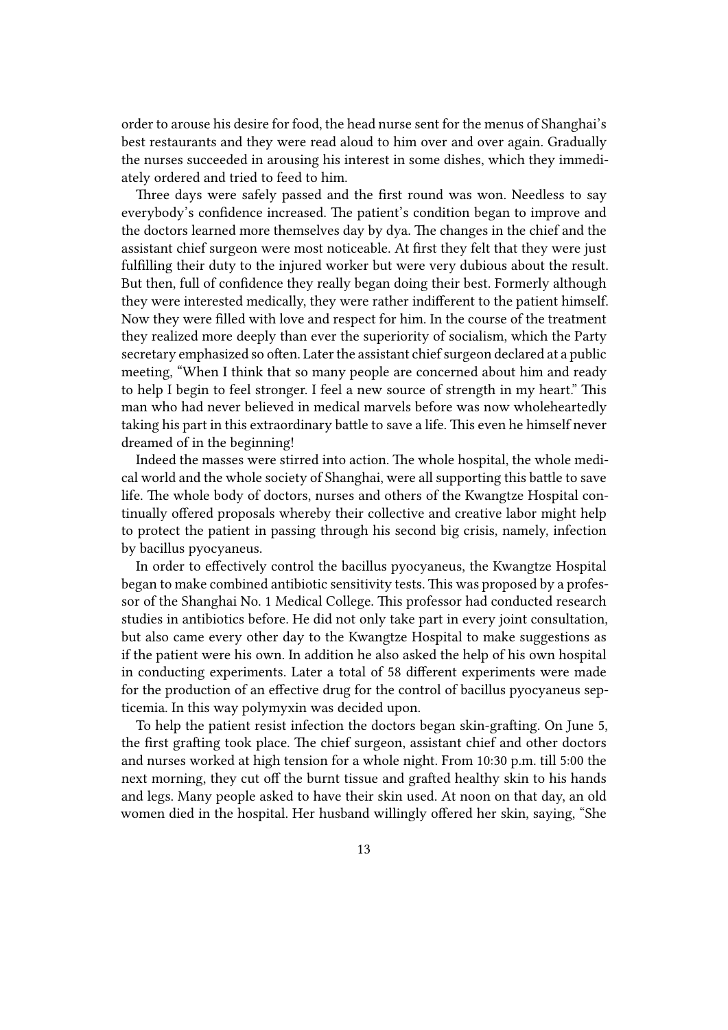order to arouse his desire for food, the head nurse sent for the menus of Shanghai's best restaurants and they were read aloud to him over and over again. Gradually the nurses succeeded in arousing his interest in some dishes, which they immediately ordered and tried to feed to him.

Three days were safely passed and the first round was won. Needless to say everybody's confidence increased. The patient's condition began to improve and the doctors learned more themselves day by dya. The changes in the chief and the assistant chief surgeon were most noticeable. At first they felt that they were just fulfilling their duty to the injured worker but were very dubious about the result. But then, full of confidence they really began doing their best. Formerly although they were interested medically, they were rather indifferent to the patient himself. Now they were filled with love and respect for him. In the course of the treatment they realized more deeply than ever the superiority of socialism, which the Party secretary emphasized so often. Later the assistant chief surgeon declared at a public meeting, "When I think that so many people are concerned about him and ready to help I begin to feel stronger. I feel a new source of strength in my heart." This man who had never believed in medical marvels before was now wholeheartedly taking his part in this extraordinary battle to save a life. This even he himself never dreamed of in the beginning!

Indeed the masses were stirred into action. The whole hospital, the whole medical world and the whole society of Shanghai, were all supporting this battle to save life. The whole body of doctors, nurses and others of the Kwangtze Hospital continually offered proposals whereby their collective and creative labor might help to protect the patient in passing through his second big crisis, namely, infection by bacillus pyocyaneus.

In order to effectively control the bacillus pyocyaneus, the Kwangtze Hospital began to make combined antibiotic sensitivity tests. This was proposed by a professor of the Shanghai No. 1 Medical College. This professor had conducted research studies in antibiotics before. He did not only take part in every joint consultation, but also came every other day to the Kwangtze Hospital to make suggestions as if the patient were his own. In addition he also asked the help of his own hospital in conducting experiments. Later a total of 58 different experiments were made for the production of an effective drug for the control of bacillus pyocyaneus septicemia. In this way polymyxin was decided upon.

To help the patient resist infection the doctors began skin-grafting. On June 5, the first grafting took place. The chief surgeon, assistant chief and other doctors and nurses worked at high tension for a whole night. From 10:30 p.m. till 5:00 the next morning, they cut off the burnt tissue and grafted healthy skin to his hands and legs. Many people asked to have their skin used. At noon on that day, an old women died in the hospital. Her husband willingly offered her skin, saying, "She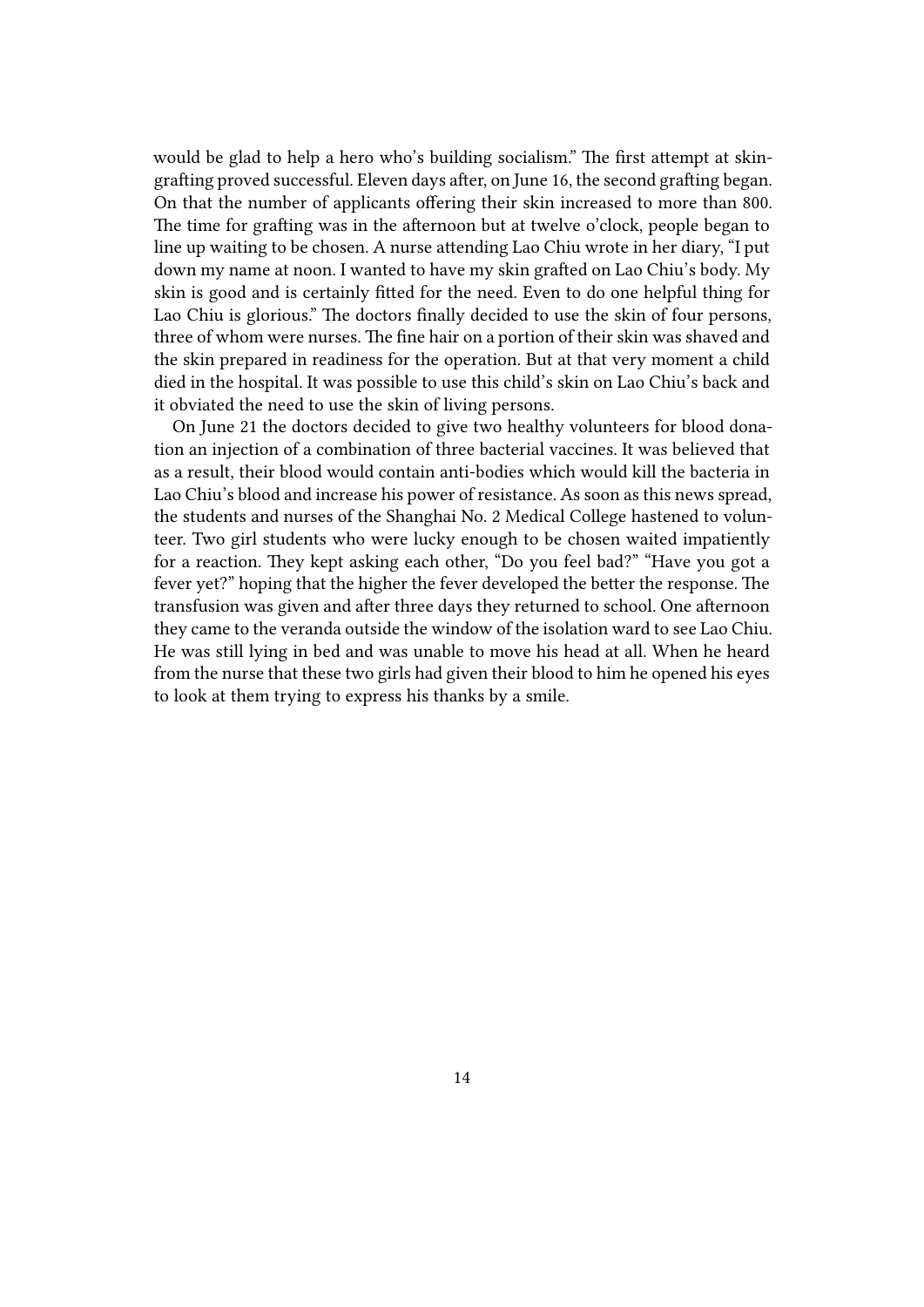would be glad to help a hero who's building socialism." The first attempt at skin-grafting proved successful. Eleven days after, on June 16, the second grafting began. On that the number of applicants offering their skin increased to more than 800. The time for grafting was in the afternoon but at twelve o'clock, people began to line up waiting to be chosen. A nurse attending Lao Chiu wrote in her diary, "I put down my name at noon. I wanted to have my skin grafted on Lao Chiu's body. My skin is good and is certainly fitted for the need. Even to do one helpful thing for Lao Chiu is glorious." The doctors finally decided to use the skin of four persons, three of whom were nurses. The fine hair on a portion of their skin was shaved and the skin prepared in readiness for the operation. But at that very moment a child died in the hospital. It was possible to use this child's skin on Lao Chiu's back and it obviated the need to use the skin of living persons.

On June 21 the doctors decided to give two healthy volunteers for blood donation an injection of a combination of three bacterial vaccines. It was believed that as a result, their blood would contain anti-bodies which would kill the bacteria in Lao Chiu's blood and increase his power of resistance. As soon as this news spread, the students and nurses of the Shanghai No. 2 Medical College hastened to volunteer. Two girl students who were lucky enough to be chosen waited impatiently for a reaction. They kept asking each other, "Do you feel bad?" "Have you got a fever yet?" hoping that the higher the fever developed the better the response. The transfusion was given and after three days they returned to school. One afternoon they came to the veranda outside the window of the isolation ward to see Lao Chiu. He was still lying in bed and was unable to move his head at all. When he heard from the nurse that these two girls had given their blood to him he opened his eyes to look at them trying to express his thanks by a smile.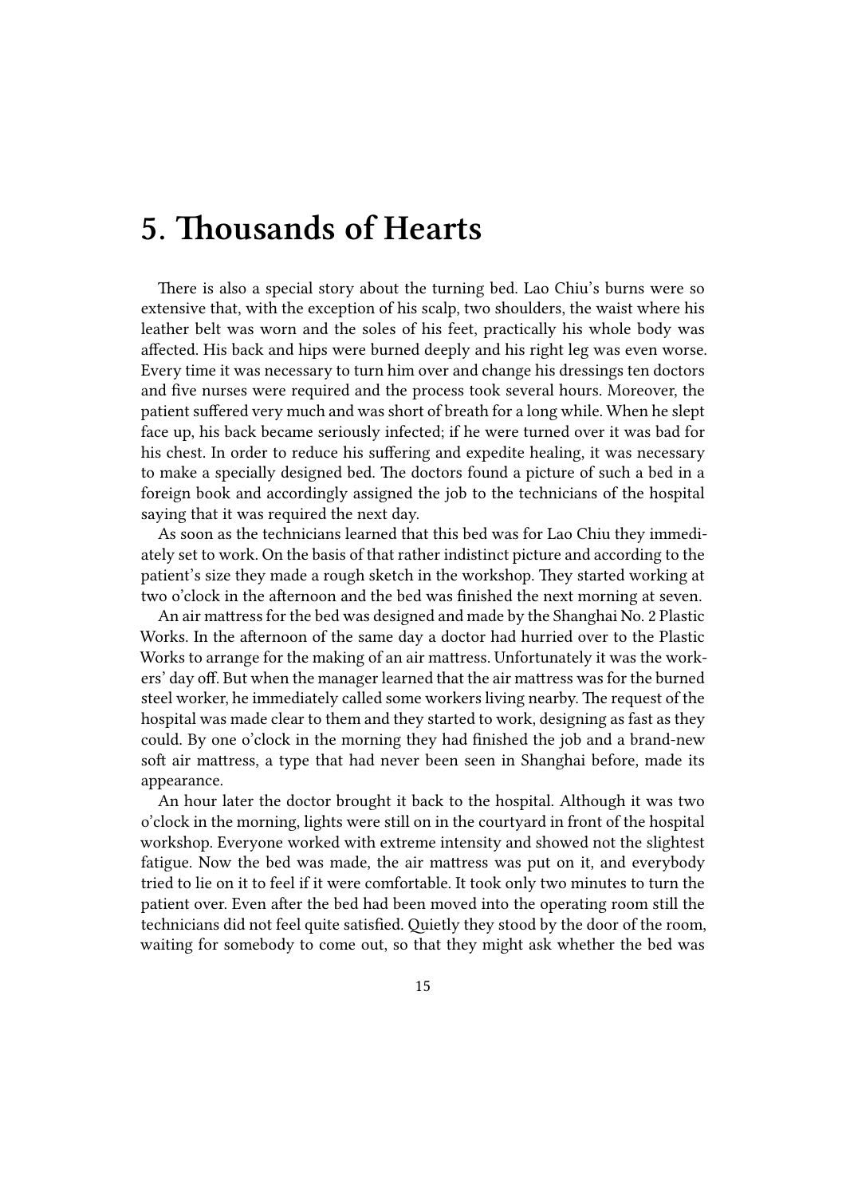## 5. Thousands of Hearts

There is also a special story about the turning bed. Lao Chiu's burns were so extensive that, with the exception of his scalp, two shoulders, the waist where his leather belt was worn and the soles of his feet, practically his whole body was affected. His back and hips were burned deeply and his right leg was even worse. Every time it was necessary to turn him over and change his dressings ten doctors and five nurses were required and the process took several hours. Moreover, the patient suffered very much and was short of breath for a long while. When he slept face up, his back became seriously infected; if he were turned over it was bad for his chest. In order to reduce his suffering and expedite healing, it was necessary to make a specially designed bed. The doctors found a picture of such a bed in a foreign book and accordingly assigned the job to the technicians of the hospital saying that it was required the next day.

As soon as the technicians learned that this bed was for Lao Chiu they immediately set to work. On the basis of that rather indistinct picture and according to the patient's size they made a rough sketch in the workshop. They started working at two o'clock in the afternoon and the bed was finished the next morning at seven.

An air mattress for the bed was designed and made by the Shanghai No. 2 Plastic Works. In the afternoon of the same day a doctor had hurried over to the Plastic Works to arrange for the making of an air mattress. Unfortunately it was the workers' day off. But when the manager learned that the air mattress was for the burned steel worker, he immediately called some workers living nearby. The request of the hospital was made clear to them and they started to work, designing as fast as they could. By one o'clock in the morning they had finished the job and a brand-new soft air mattress, a type that had never been seen in Shanghai before, made its appearance.

An hour later the doctor brought it back to the hospital. Although it was two o'clock in the morning, lights were still on in the courtyard in front of the hospital workshop. Everyone worked with extreme intensity and showed not the slightest fatigue. Now the bed was made, the air mattress was put on it, and everybody tried to lie on it to feel if it were comfortable. It took only two minutes to turn the patient over. Even after the bed had been moved into the operating room still the technicians did not feel quite satisfied. Quietly they stood by the door of the room, waiting for somebody to come out, so that they might ask whether the bed was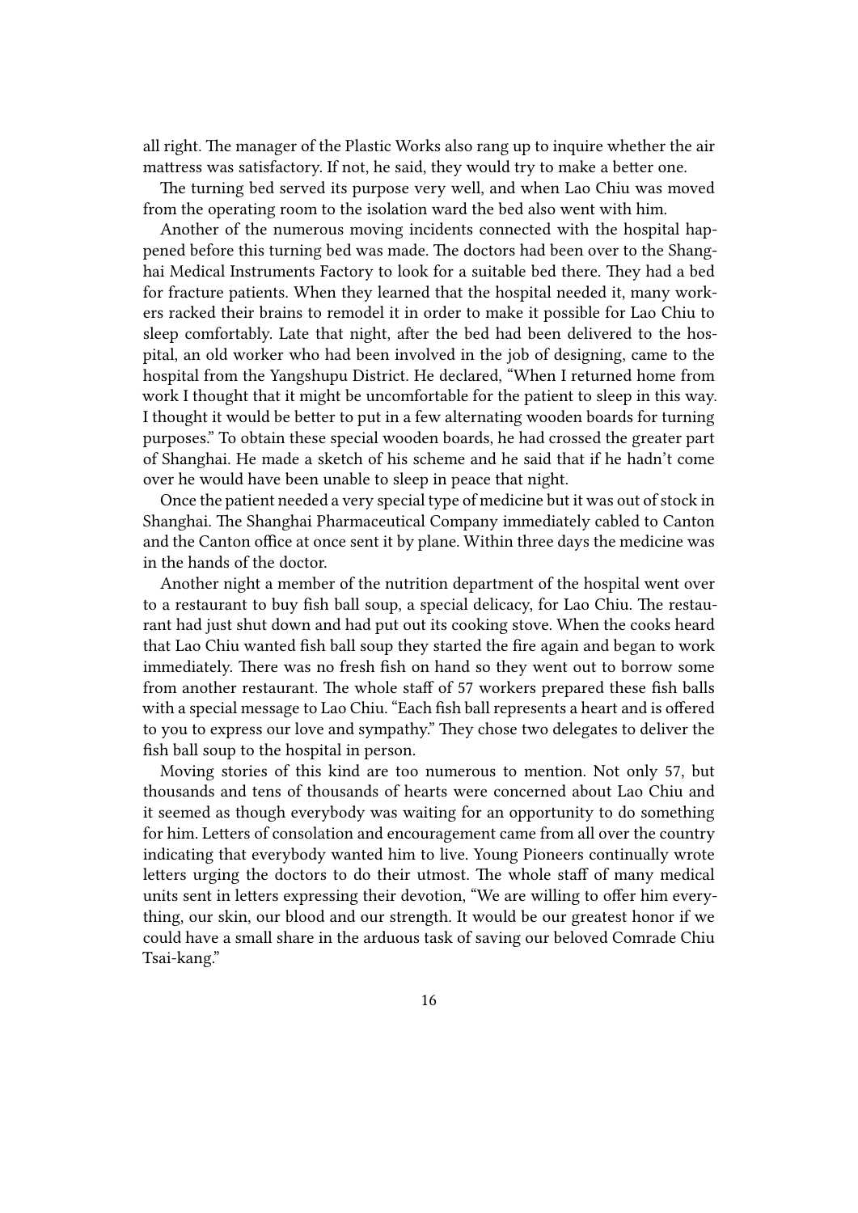all right. The manager of the Plastic Works also rang up to inquire whether the air mattress was satisfactory. If not, he said, they would try to make a better one.

The turning bed served its purpose very well, and when Lao Chiu was moved from the operating room to the isolation ward the bed also went with him.

Another of the numerous moving incidents connected with the hospital happened before this turning bed was made. The doctors had been over to the Shanghai Medical Instruments Factory to look for a suitable bed there. They had a bed for fracture patients. When they learned that the hospital needed it, many workers racked their brains to remodel it in order to make it possible for Lao Chiu to sleep comfortably. Late that night, after the bed had been delivered to the hospital, an old worker who had been involved in the job of designing, came to the hospital from the Yangshupu District. He declared, "When I returned home from work I thought that it might be uncomfortable for the patient to sleep in this way. I thought it would be better to put in a few alternating wooden boards for turning purposes." To obtain these special wooden boards, he had crossed the greater part of Shanghai. He made a sketch of his scheme and he said that if he hadn't come over he would have been unable to sleep in peace that night.

Once the patient needed a very special type of medicine but it was out of stock in Shanghai. The Shanghai Pharmaceutical Company immediately cabled to Canton and the Canton office at once sent it by plane. Within three days the medicine was in the hands of the doctor.

Another night a member of the nutrition department of the hospital went over to a restaurant to buy fish ball soup, a special delicacy, for Lao Chiu. The restaurant had just shut down and had put out its cooking stove. When the cooks heard that Lao Chiu wanted fish ball soup they started the fire again and began to work immediately. There was no fresh fish on hand so they went out to borrow some from another restaurant. The whole staff of 57 workers prepared these fish balls with a special message to Lao Chiu. "Each fish ball represents a heart and is offered to you to express our love and sympathy." They chose two delegates to deliver the fish ball soup to the hospital in person.

Moving stories of this kind are too numerous to mention. Not only 57, but thousands and tens of thousands of hearts were concerned about Lao Chiu and it seemed as though everybody was waiting for an opportunity to do something for him. Letters of consolation and encouragement came from all over the country indicating that everybody wanted him to live. Young Pioneers continually wrote letters urging the doctors to do their utmost. The whole staff of many medical units sent in letters expressing their devotion, "We are willing to offer him everything, our skin, our blood and our strength. It would be our greatest honor if we could have a small share in the arduous task of saving our beloved Comrade Chiu Tsai-kang."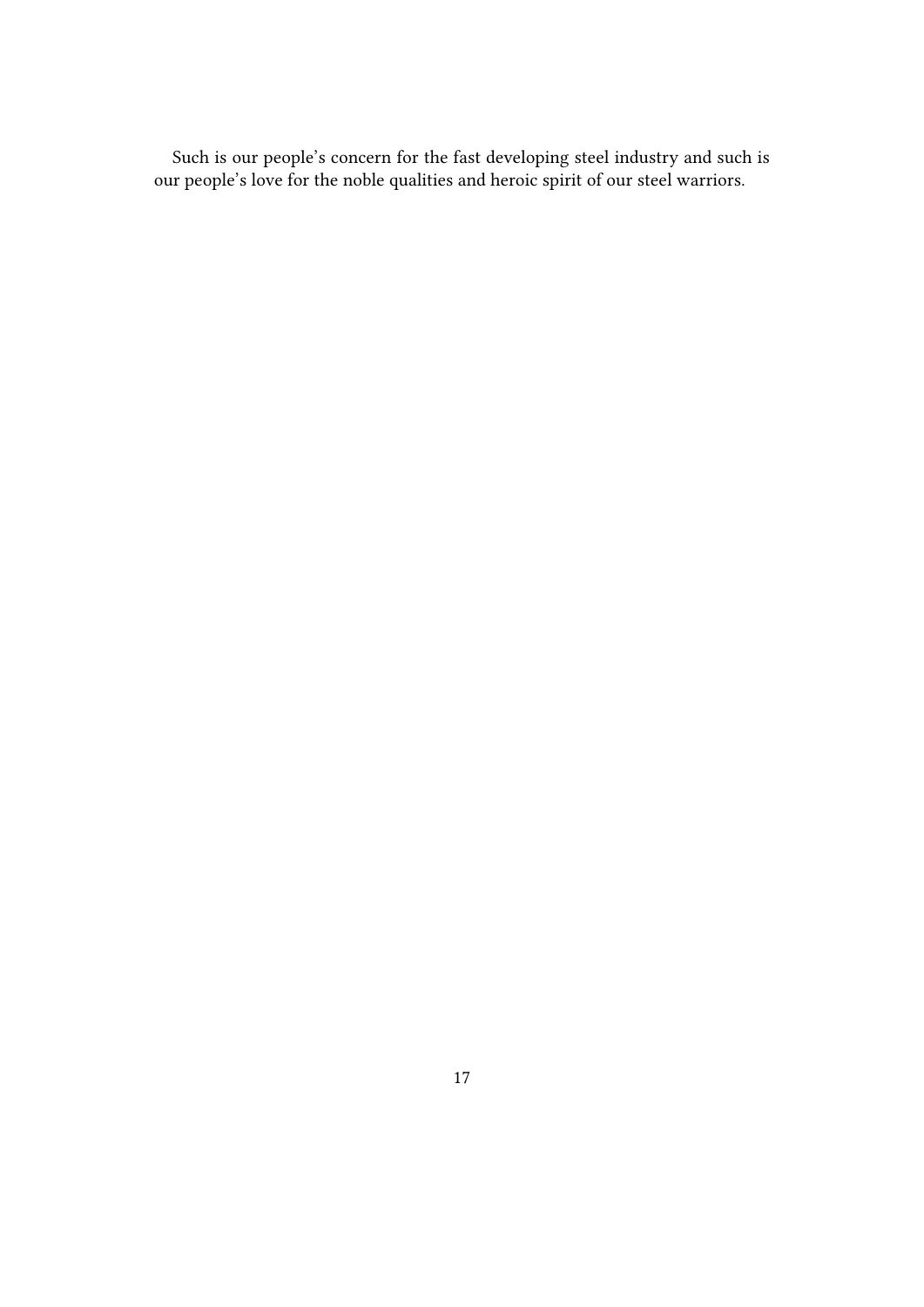Such is our people's concern for the fast developing steel industry and such is our people's love for the noble qualities and heroic spirit of our steel warriors.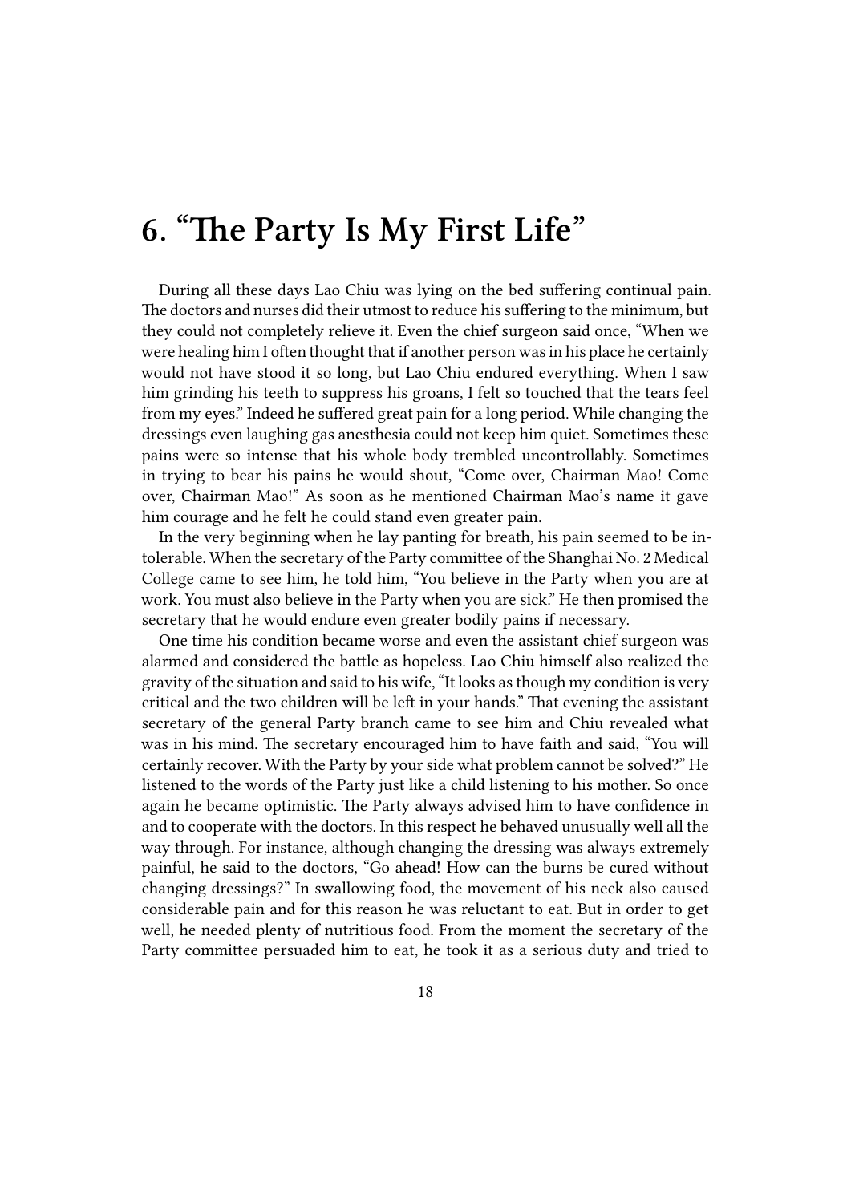# 6. "The Party Is My First Life"

During all these days Lao Chiu was lying on the bed suffering continual pain. The doctors and nurses did their utmost to reduce his suffering to the minimum, but they could not completely relieve it. Even the chief surgeon said once, "When we were healing him I often thought that if another person was in his place he certainly would not have stood it so long, but Lao Chiu endured everything. When I saw him grinding his teeth to suppress his groans, I felt so touched that the tears feel from my eyes." Indeed he suffered great pain for a long period. While changing the dressings even laughing gas anesthesia could not keep him quiet. Sometimes these pains were so intense that his whole body trembled uncontrollably. Sometimes in trying to bear his pains he would shout, "Come over, Chairman Mao! Come over, Chairman Mao!" As soon as he mentioned Chairman Mao's name it gave him courage and he felt he could stand even greater pain.

In the very beginning when he lay panting for breath, his pain seemed to be intolerable. When the secretary of the Party committee of the Shanghai No. 2 Medical College came to see him, he told him, "You believe in the Party when you are at work. You must also believe in the Party when you are sick." He then promised the secretary that he would endure even greater bodily pains if necessary.

One time his condition became worse and even the assistant chief surgeon was alarmed and considered the battle as hopeless. Lao Chiu himself also realized the gravity of the situation and said to his wife, "It looks as though my condition is very critical and the two children will be left in your hands." That evening the assistant secretary of the general Party branch came to see him and Chiu revealed what was in his mind. The secretary encouraged him to have faith and said, "You will certainly recover. With the Party by your side what problem cannot be solved?" He listened to the words of the Party just like a child listening to his mother. So once again he became optimistic. The Party always advised him to have confidence in and to cooperate with the doctors. In this respect he behaved unusually well all the way through. For instance, although changing the dressing was always extremely painful, he said to the doctors, "Go ahead! How can the burns be cured without changing dressings?" In swallowing food, the movement of his neck also caused considerable pain and for this reason he was reluctant to eat. But in order to get well, he needed plenty of nutritious food. From the moment the secretary of the Party committee persuaded him to eat, he took it as a serious duty and tried to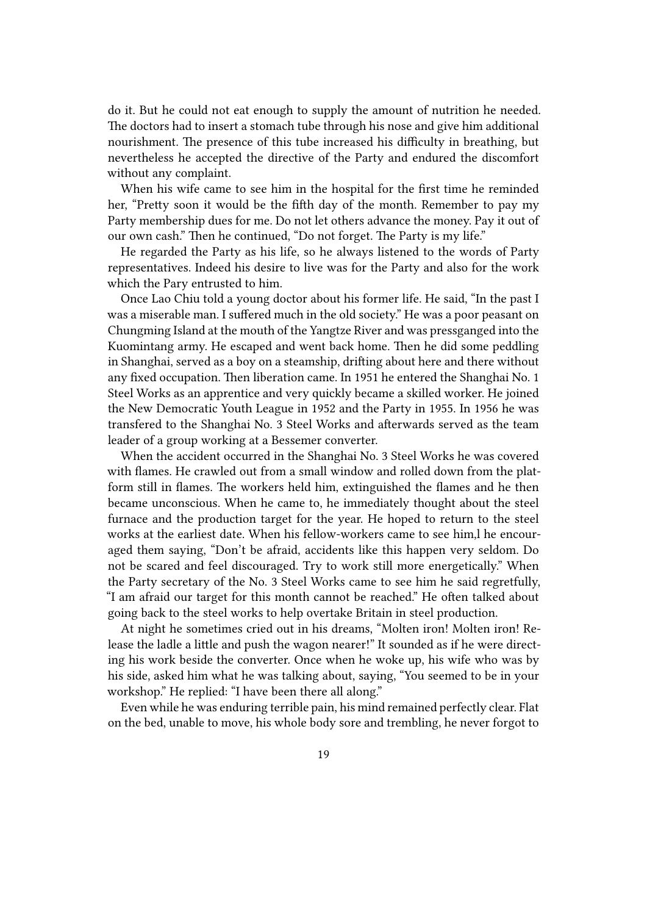do it. But he could not eat enough to supply the amount of nutrition he needed. The doctors had to insert a stomach tube through his nose and give him additional nourishment. The presence of this tube increased his difficulty in breathing, but nevertheless he accepted the directive of the Party and endured the discomfort without any complaint.

When his wife came to see him in the hospital for the first time he reminded her, "Pretty soon it would be the fifth day of the month. Remember to pay my Party membership dues for me. Do not let others advance the money. Pay it out of our own cash." Then he continued, "Do not forget. The Party is my life."

He regarded the Party as his life, so he always listened to the words of Party representatives. Indeed his desire to live was for the Party and also for the work which the Pary entrusted to him.

Once Lao Chiu told a young doctor about his former life. He said, "In the past I was a miserable man. I suffered much in the old society." He was a poor peasant on Chungming Island at the mouth of the Yangtze River and was pressganged into the Kuomintang army. He escaped and went back home. Then he did some peddling in Shanghai, served as a boy on a steamship, drifting about here and there without any fixed occupation. Then liberation came. In 1951 he entered the Shanghai No. 1 Steel Works as an apprentice and very quickly became a skilled worker. He joined the New Democratic Youth League in 1952 and the Party in 1955. In 1956 he was transfered to the Shanghai No. 3 Steel Works and afterwards served as the team leader of a group working at a Bessemer converter.

When the accident occurred in the Shanghai No. 3 Steel Works he was covered with flames. He crawled out from a small window and rolled down from the platform still in flames. The workers held him, extinguished the flames and he then became unconscious. When he came to, he immediately thought about the steel furnace and the production target for the year. He hoped to return to the steel works at the earliest date. When his fellow-workers came to see him,l he encouraged them saying, "Don't be afraid, accidents like this happen very seldom. Do not be scared and feel discouraged. Try to work still more energetically." When the Party secretary of the No. 3 Steel Works came to see him he said regretfully, "I am afraid our target for this month cannot be reached." He often talked about going back to the steel works to help overtake Britain in steel production.

At night he sometimes cried out in his dreams, "Molten iron! Molten iron! Release the ladle a little and push the wagon nearer!" It sounded as if he were directing his work beside the converter. Once when he woke up, his wife who was by his side, asked him what he was talking about, saying, "You seemed to be in your workshop." He replied: "I have been there all along."

Even while he was enduring terrible pain, his mind remained perfectly clear. Flat on the bed, unable to move, his whole body sore and trembling, he never forgot to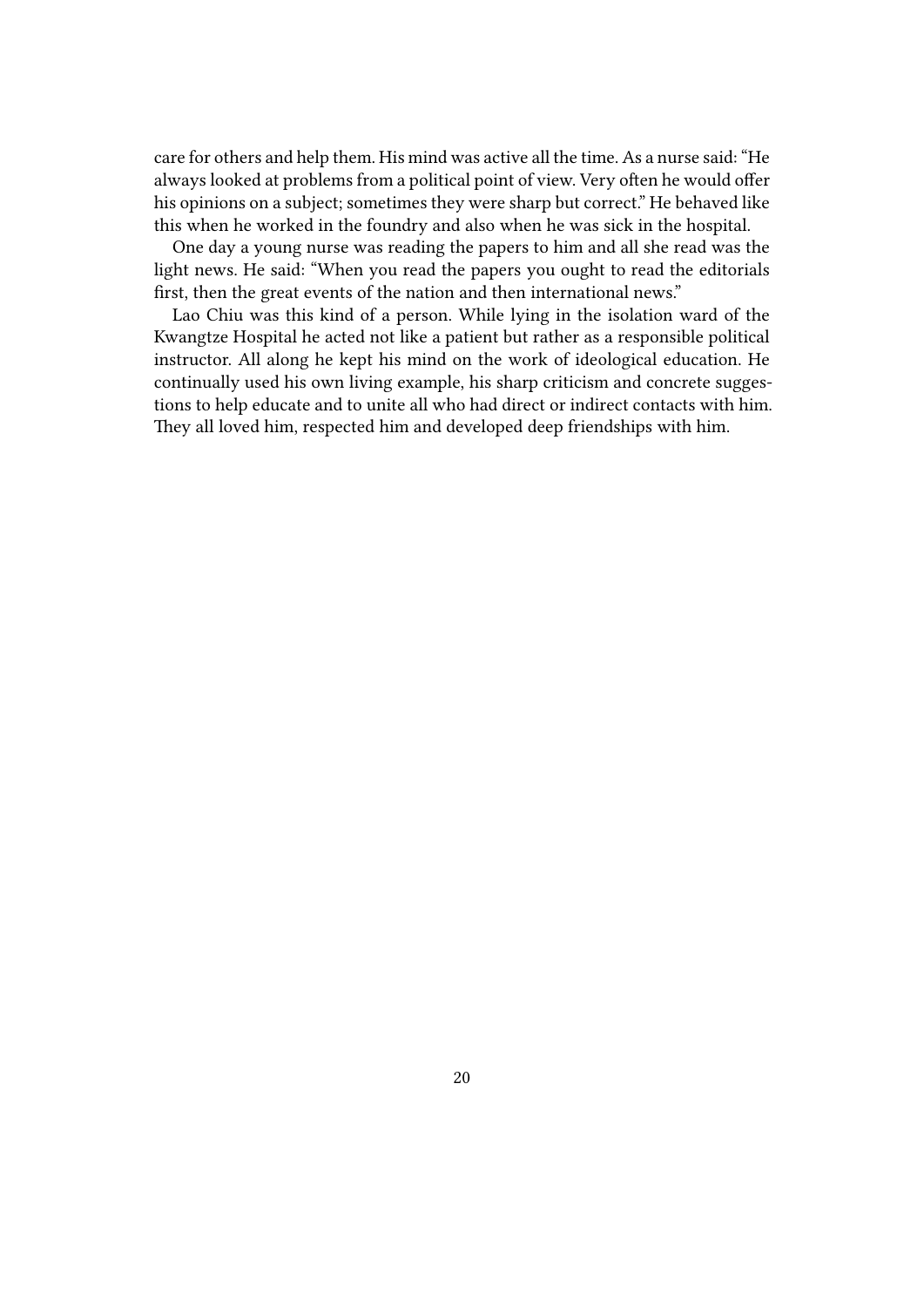care for others and help them. His mind was active all the time. As a nurse said: "He always looked at problems from a political point of view. Very often he would offer his opinions on a subject; sometimes they were sharp but correct." He behaved like this when he worked in the foundry and also when he was sick in the hospital.

One day a young nurse was reading the papers to him and all she read was the light news. He said: "When you read the papers you ought to read the editorials first, then the great events of the nation and then international news."

Lao Chiu was this kind of a person. While lying in the isolation ward of the Kwangtze Hospital he acted not like a patient but rather as a responsible political instructor. All along he kept his mind on the work of ideological education. He continually used his own living example, his sharp criticism and concrete suggestions to help educate and to unite all who had direct or indirect contacts with him. They all loved him, respected him and developed deep friendships with him.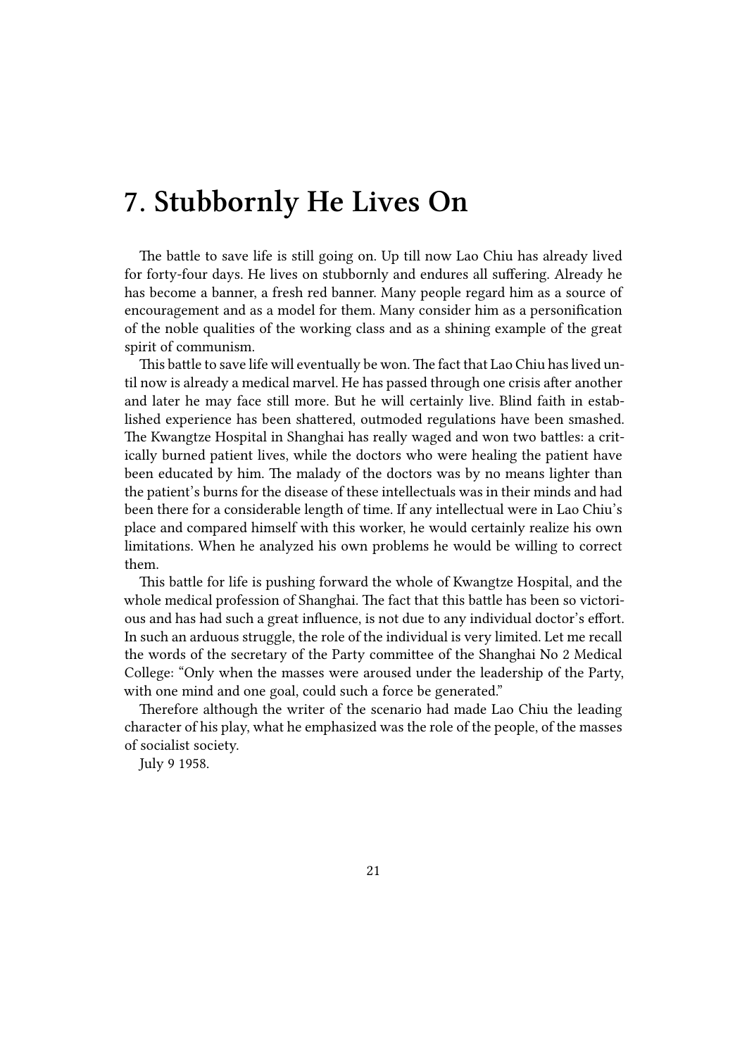# 7. Stubbornly He Lives On

The battle to save life is still going on. Up till now Lao Chiu has already lived for forty-four days. He lives on stubbornly and endures all suffering. Already he has become a banner, a fresh red banner. Many people regard him as a source of encouragement and as a model for them. Many consider him as a personification of the noble qualities of the working class and as a shining example of the great spirit of communism.

This battle to save life will eventually be won. The fact that Lao Chiu has lived until now is already a medical marvel. He has passed through one crisis after another and later he may face still more. But he will certainly live. Blind faith in established experience has been shattered, outmoded regulations have been smashed. The Kwangtze Hospital in Shanghai has really waged and won two battles: a critically burned patient lives, while the doctors who were healing the patient have been educated by him. The malady of the doctors was by no means lighter than the patient's burns for the disease of these intellectuals was in their minds and had been there for a considerable length of time. If any intellectual were in Lao Chiu's place and compared himself with this worker, he would certainly realize his own limitations. When he analyzed his own problems he would be willing to correct them.

This battle for life is pushing forward the whole of Kwangtze Hospital, and the whole medical profession of Shanghai. The fact that this battle has been so victorious and has had such a great influence, is not due to any individual doctor's effort. In such an arduous struggle, the role of the individual is very limited. Let me recall the words of the secretary of the Party committee of the Shanghai No 2 Medical College: "Only when the masses were aroused under the leadership of the Party, with one mind and one goal, could such a force be generated."

Therefore although the writer of the scenario had made Lao Chiu the leading character of his play, what he emphasized was the role of the people, of the masses of socialist society.

July 9 1958.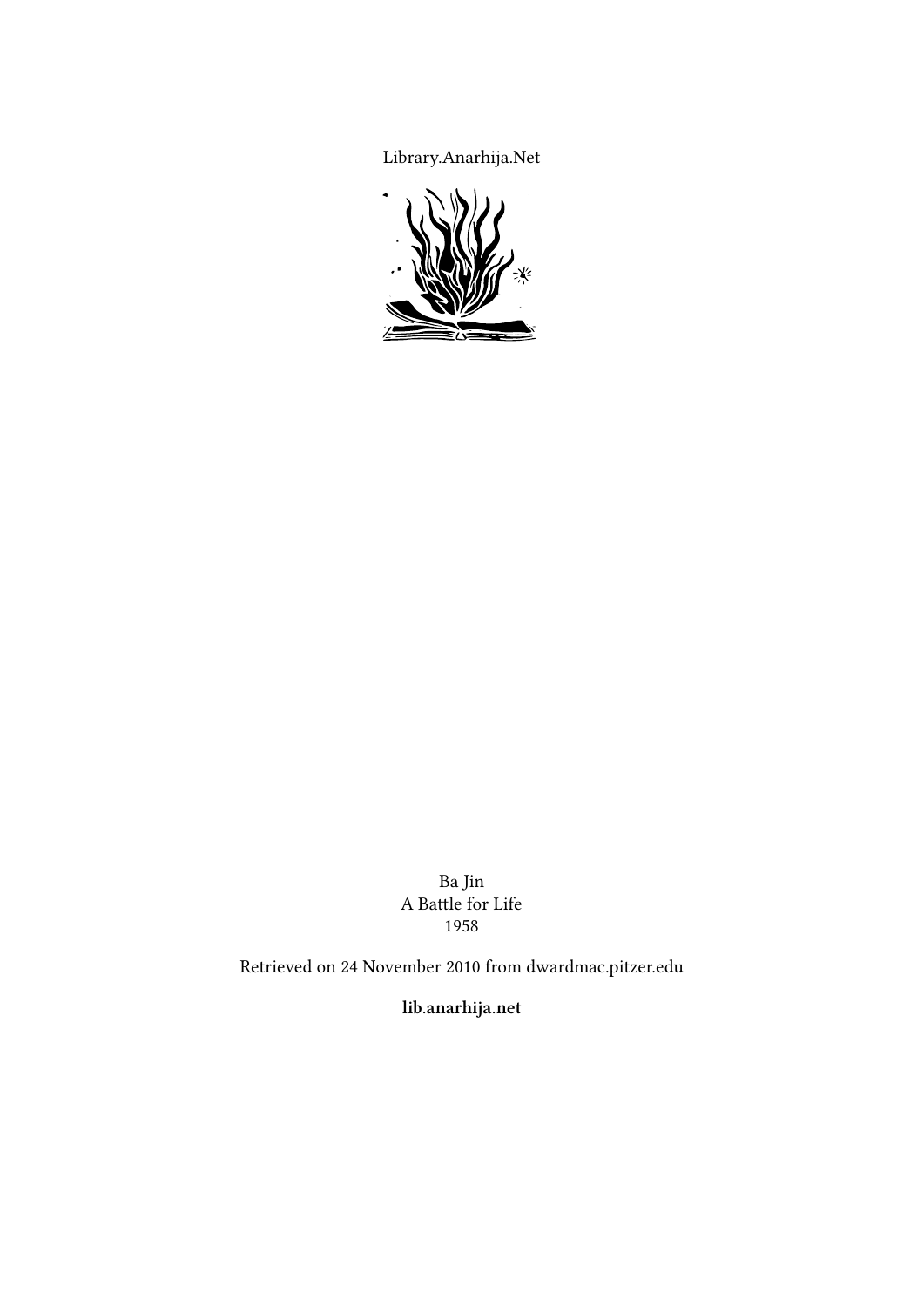Library.Anarhija.Net

Ba Jin
A Battle for Life
1958

Retrieved on 24 November 2010 from dwardmac.pitzer.edu

**lib.anarhija.net**